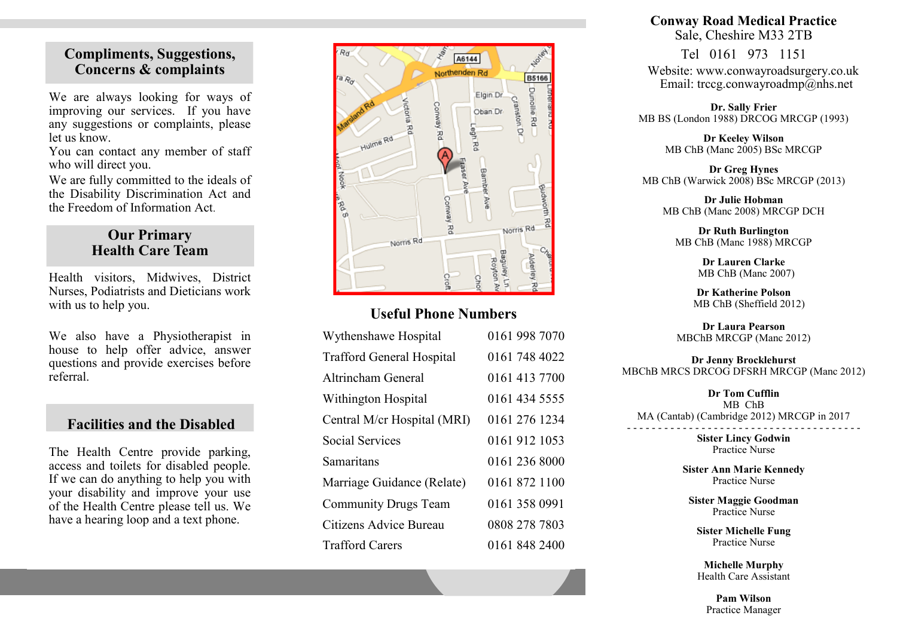## Compliments, Suggestions, Concerns & complaints

We are always looking for ways of improving our services. If you have any suggestions or complaints, please let us know.

You can contact any member of staff who will direct you.

We are fully committed to the ideals of the Disability Discrimination Act and the Freedom of Information Act.

## Our Primary Health Care Team

Health visitors, Midwives, District Nurses, Podiatrists and Dieticians work with us to help you.

We also have a Physiotherapist in house to help offer advice, answer questions and provide exercises before referral.

## Facilities and the Disabled

The Health Centre provide parking, access and toilets for disabled people. If we can do anything to help you with your disability and improve your use of the Health Centre please tell us. We have a hearing loop and a text phone.

## Useful Phone Numbers

| | |
|---|---|
| Wythenshawe Hospital | 0161 998 7070 |
| Trafford General Hospital | 0161 748 4022 |
| Altrincham General | 0161 413 7700 |
| Withington Hospital | 0161 434 5555 |
| Central M/cr Hospital (MRI) | 0161 276 1234 |
| Social Services | 0161 912 1053 |
| Samaritans | 0161 236 8000 |
| Marriage Guidance (Relate) | 0161 872 1100 |
| Community Drugs Team | 0161 358 0991 |
| Citizens Advice Bureau | 0808 278 7803 |
| Trafford Carers | 0161 848 2400 |

# Conway Road Medical Practice

Sale, Cheshire M33 2TB

Tel 0161 973 1151

Website: www.conwayroadsurgery.co.uk

Email: trccg.conwayroadmp@nhs.net

**Dr. Sally Frier**
MB BS (London 1988) DRCOG MRCGP (1993)

**Dr Keeley Wilson**
MB ChB (Manc 2005) BSc MRCGP

**Dr Greg Hynes**
MB ChB (Warwick 2008) BSc MRCGP (2013)

**Dr Julie Hobman**
MB ChB (Manc 2008) MRCGP DCH

**Dr Ruth Burlington**
MB ChB (Manc 1988) MRCGP

**Dr Lauren Clarke**
MB ChB (Manc 2007)

**Dr Katherine Polson**
MB ChB (Sheffield 2012)

**Dr Laura Pearson**
MBChB MRCGP (Manc 2012)

**Dr Jenny Brocklehurst**
MBChB MRCS DRCOG DFSRH MRCGP (Manc 2012)

**Dr Tom Cufflin**
MB ChB
MA (Cantab) (Cambridge 2012) MRCGP in 2017

---

**Sister Lincy Godwin**
Practice Nurse

**Sister Ann Marie Kennedy**
Practice Nurse

**Sister Maggie Goodman**
Practice Nurse

**Sister Michelle Fung**
Practice Nurse

**Michelle Murphy**
Health Care Assistant

**Pam Wilson**
Practice Manager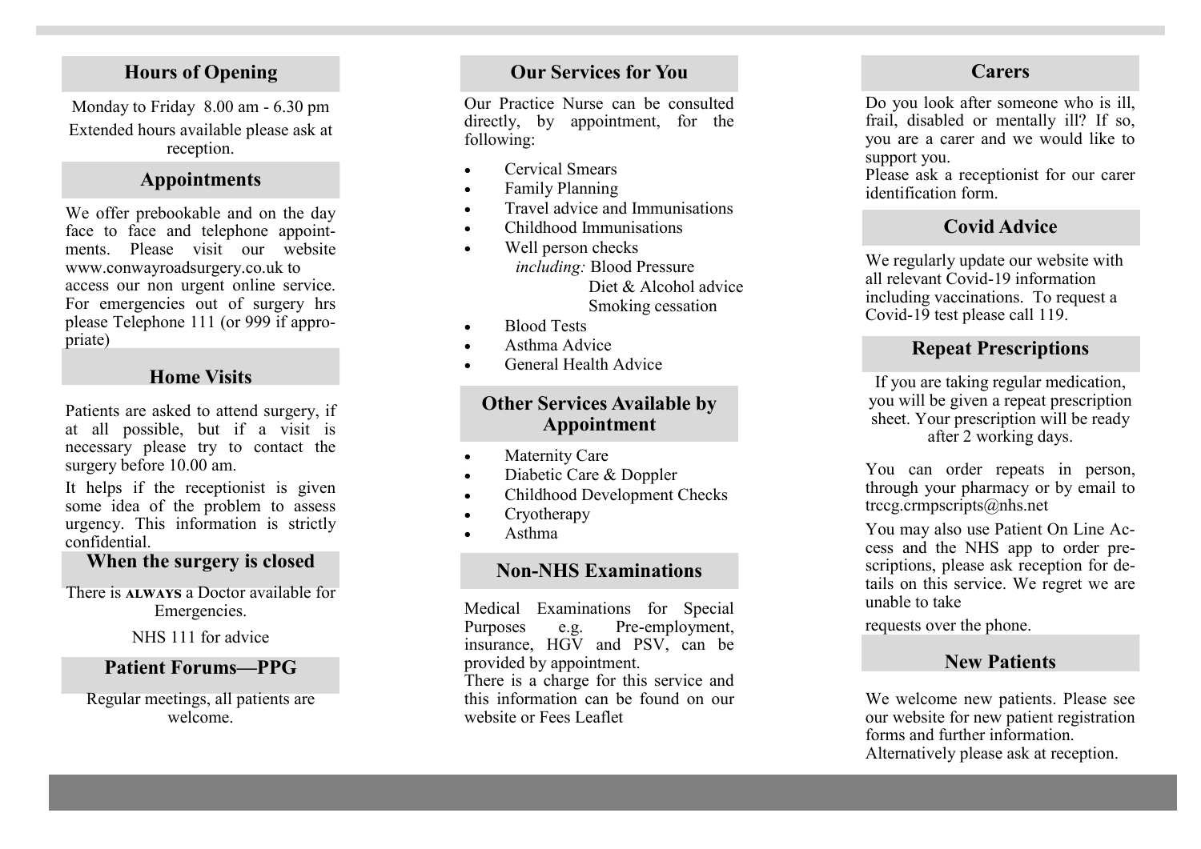## Hours of Opening

Monday to Friday 8.00 am - 6.30 pm

Extended hours available please ask at reception.

## Appointments

We offer prebookable and on the day face to face and telephone appointments. Please visit our website www.conwayroadsurgery.co.uk to access our non urgent online service. For emergencies out of surgery hrs please Telephone 111 (or 999 if appropriate)

## Home Visits

Patients are asked to attend surgery, if at all possible, but if a visit is necessary please try to contact the surgery before 10.00 am.

It helps if the receptionist is given some idea of the problem to assess urgency. This information is strictly confidential.

## When the surgery is closed

There is **ALWAYS** a Doctor available for Emergencies.

NHS 111 for advice

## Patient Forums—PPG

Regular meetings, all patients are welcome.

## Our Services for You

Our Practice Nurse can be consulted directly, by appointment, for the following:

- Cervical Smears
- Family Planning
- Travel advice and Immunisations
- Childhood Immunisations
- Well person checks
  *including:* Blood Pressure
  Diet & Alcohol advice
  Smoking cessation
- Blood Tests
- Asthma Advice
- General Health Advice

## Other Services Available by Appointment

- Maternity Care
- Diabetic Care & Doppler
- Childhood Development Checks
- Cryotherapy
- Asthma

## Non-NHS Examinations

Medical Examinations for Special Purposes e.g. Pre-employment, insurance, HGV and PSV, can be provided by appointment.

There is a charge for this service and this information can be found on our website or Fees Leaflet

## Carers

Do you look after someone who is ill, frail, disabled or mentally ill? If so, you are a carer and we would like to support you.

Please ask a receptionist for our carer identification form.

## Covid Advice

We regularly update our website with all relevant Covid-19 information including vaccinations. To request a Covid-19 test please call 119.

## Repeat Prescriptions

If you are taking regular medication, you will be given a repeat prescription sheet. Your prescription will be ready after 2 working days.

You can order repeats in person, through your pharmacy or by email to trccg.crmpscripts@nhs.net

You may also use Patient On Line Access and the NHS app to order prescriptions, please ask reception for details on this service. We regret we are unable to take requests over the phone.

## New Patients

We welcome new patients. Please see our website for new patient registration forms and further information.

Alternatively please ask at reception.